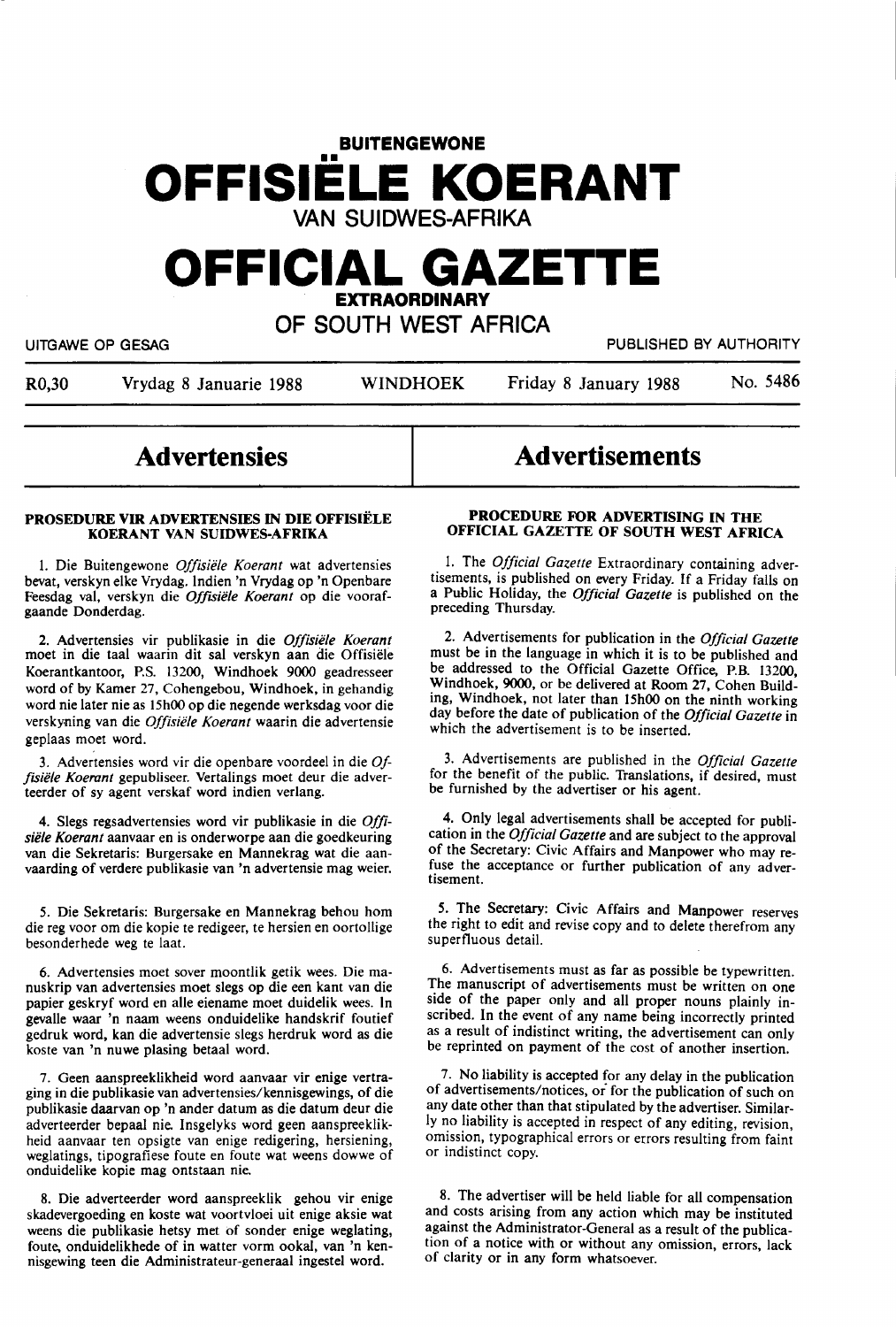**BUITENGEWONE**

# OFFISIËLE KOERANT

**VAN SUIDWES-AFRIKA**

# OFFICIAL GAZETTE

**EXTRAORDINARY**

**OF SOUTH WEST AFRICA**

UITGAWE OP GESAG — PUBLISHED BY AUTHORITY

R0,30 — Vrydag 8 Januarie 1988 — WINDHOEK — Friday 8 January 1988 — No. 5486

## Advertensies

### PROSEDURE VIR ADVERTENSIES IN DIE OFFISIËLE KOERANT VAN SUIDWES-AFRIKA

1. Die Buitengewone *Offisiële Koerant* wat advertensies bevat, verskyn elke Vrydag. Indien 'n Vrydag op 'n Openbare Feesdag val, verskyn die *Offisiële Koerant* op die voorafgaande Donderdag.

2. Advertensies vir publikasie in die *Offisiële Koerant* moet in die taal waarin dit sal verskyn aan die Offisiële Koerantkantoor, P.S. 13200, Windhoek 9000 geadresseer word of by Kamer 27, Cohengebou, Windhoek, in gehandig word nie later nie as 15h00 op die negende werksdag voor die verskyning van die *Offisiële Koerant* waarin die advertensie geplaas moet word.

3. Advertensies word vir die openbare voordeel in die *Offisiële Koerant* gepubliseer. Vertalings moet deur die adverteerder of sy agent verskaf word indien verlang.

4. Slegs regsadvertensies word vir publikasie in die *Offisiële Koerant* aanvaar en is onderworpe aan die goedkeuring van die Sekretaris: Burgersake en Mannekrag wat die aanvaarding of verdere publikasie van 'n advertensie mag weier.

5. Die Sekretaris: Burgersake en Mannekrag behou hom die reg voor om die kopie te redigeer, te hersien en oortollige besonderhede weg te laat.

6. Advertensies moet sover moontlik getik wees. Die manuskrip van advertensies moet slegs op die een kant van die papier geskryf word en alle eiename moet duidelik wees. In gevalle waar 'n naam weens onduidelike handskrif foutief gedruk word, kan die advertensie slegs herdruk word as die koste van 'n nuwe plasing betaal word.

7. Geen aanspreeklikheid word aanvaar vir enige vertraging in die publikasie van advertensies/kennisgewings, of die publikasie daarvan op 'n ander datum as die datum deur die adverteerder bepaal nie. Insgelyks word geen aanspreeklikheid aanvaar ten opsigte van enige redigering, hersiening, weglatings, tipografiese foute en foute wat weens dowwe of onduidelike kopie mag ontstaan nie.

8. Die adverteerder word aanspreeklik gehou vir enige skadevergoeding en koste wat voortvloei uit enige aksie wat weens die publikasie hetsy met of sonder enige weglating, foute, onduidelikhede of in watter vorm ookal, van 'n kennisgewing teen die Administrateur-generaal ingestel word.

## Advertisements

### PROCEDURE FOR ADVERTISING IN THE OFFICIAL GAZETTE OF SOUTH WEST AFRICA

1. The *Official Gazette* Extraordinary containing advertisements, is published on every Friday. If a Friday falls on a Public Holiday, the *Official Gazette* is published on the preceding Thursday.

2. Advertisements for publication in the *Official Gazette* must be in the language in which it is to be published and be addressed to the Official Gazette Office, P.B. 13200, Windhoek, 9000, or be delivered at Room 27, Cohen Building, Windhoek, not later than 15h00 on the ninth working day before the date of publication of the *Official Gazette* in which the advertisement is to be inserted.

3. Advertisements are published in the *Official Gazette* for the benefit of the public. Translations, if desired, must be furnished by the advertiser or his agent.

4. Only legal advertisements shall be accepted for publication in the *Official Gazette* and are subject to the approval of the Secretary: Civic Affairs and Manpower who may refuse the acceptance or further publication of any advertisement.

5. The Secretary: Civic Affairs and Manpower reserves the right to edit and revise copy and to delete therefrom any superfluous detail.

6. Advertisements must as far as possible be typewritten. The manuscript of advertisements must be written on one side of the paper only and all proper nouns plainly inscribed. In the event of any name being incorrectly printed as a result of indistinct writing, the advertisement can only be reprinted on payment of the cost of another insertion.

7. No liability is accepted for any delay in the publication of advertisements/notices, or for the publication of such on any date other than that stipulated by the advertiser. Similarly no liability is accepted in respect of any editing, revision, omission, typographical errors or errors resulting from faint or indistinct copy.

8. The advertiser will be held liable for all compensation and costs arising from any action which may be instituted against the Administrator-General as a result of the publication of a notice with or without any omission, errors, lack of clarity or in any form whatsoever.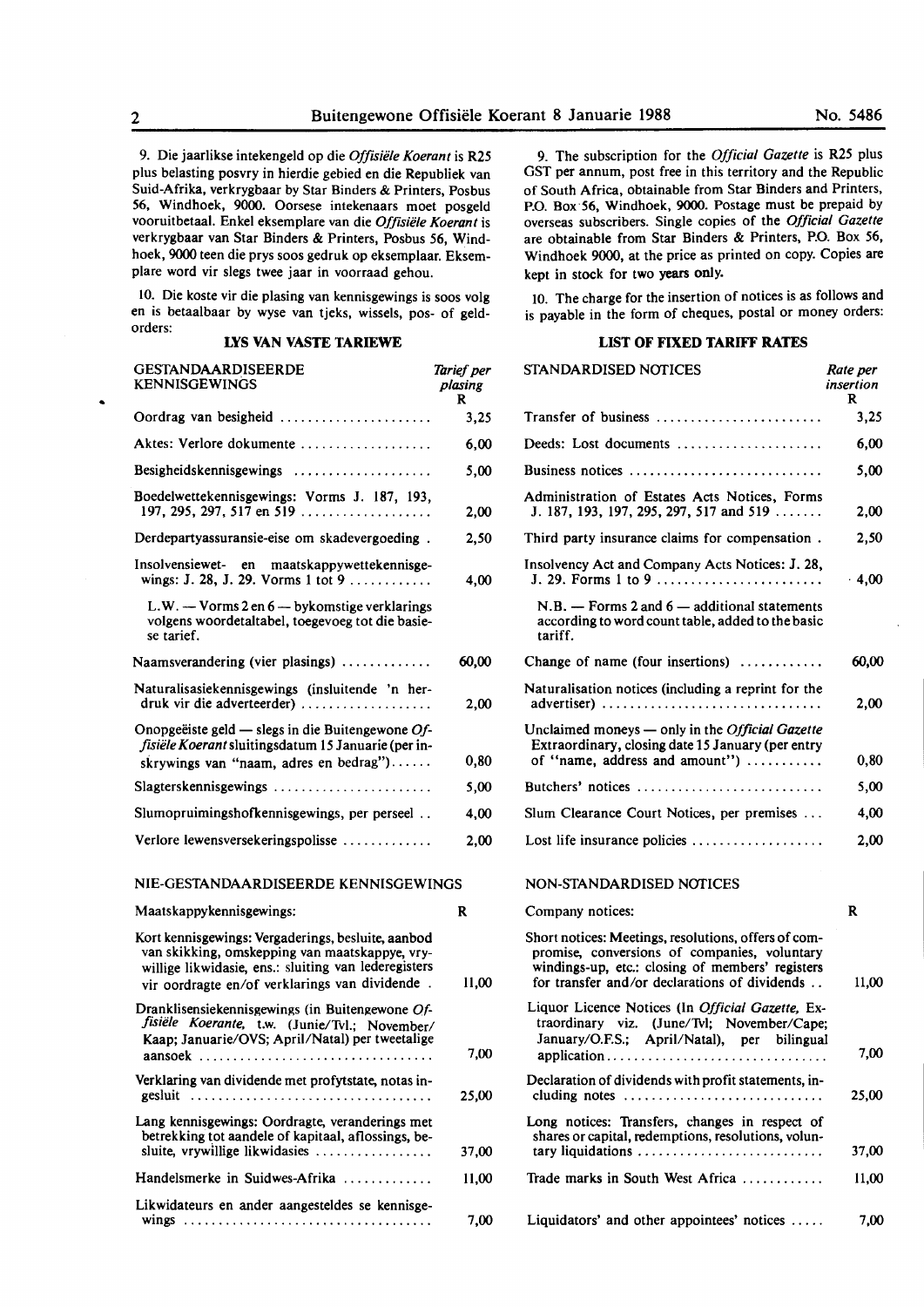9. Die jaarlikse intekengeld op die *Offisiële Koerant* is R25 plus belasting posvry in hierdie gebied en die Republiek van Suid-Afrika, verkrygbaar by Star Binders & Printers, Posbus 56, Windhoek, 9000. Oorsese intekenaars moet posgeld vooruitbetaal. Enkel eksemplare van die *Offisiële Koerant* is verkrygbaar van Star Binders & Printers, Posbus 56, Windhoek, 9000 teen die prys soos gedruk op eksemplaar. Eksemplare word vir slegs twee jaar in voorraad gehou.

10. Die koste vir die plasing van kennisgewings is soos volg en is betaalbaar by wyse van tjeks, wissels, pos- of geldorders:

**LYS VAN VASTE TARIEWE**

| GESTANDAARDISEERDE KENNISGEWINGS | *Tarief per plasing* R |
|---|---|
| Oordrag van besigheid | 3,25 |
| Aktes: Verlore dokumente | 6,00 |
| Besigheidskennisgewings | 5,00 |
| Boedelwettekennisgewings: Vorms J. 187, 193, 197, 295, 297, 517 en 519 | 2,00 |
| Derdepartyassuransie-eise om skadevergoeding | 2,50 |
| Insolvensiewet- en maatskappywettekennisgewings: J. 28, J. 29. Vorms 1 tot 9 | 4,00 |
| L.W. — Vorms 2 en 6 — bykomstige verklarings volgens woordetaltabel, toegevoeg tot die basiese tarief. | |
| Naamsverandering (vier plasings) | 60,00 |
| Naturalisasiekennisgewings (insluitende 'n herdruk vir die adverteerder) | 2,00 |
| Onopgeëiste geld — slegs in die Buitengewone *Offisiële Koerant* sluitingsdatum 15 Januarie (per inskrywings van "naam, adres en bedrag") | 0,80 |
| Slagterskennisgewings | 5,00 |
| Slumopruimingshofkennisgewings, per perseel | 4,00 |
| Verlore lewensversekeringspolisse | 2,00 |

NIE-GESTANDAARDISEERDE KENNISGEWINGS

| Maatskappykennisgewings: | R |
|---|---|
| Kort kennisgewings: Vergaderings, besluite, aanbod van skikking, omskepping van maatskappye, vrywillige likwidasie, ens.: sluiting van lederegisters vir oordragte en/of verklarings van dividende | 11,00 |
| Dranklisensiekennisgewings (in Buitengewone *Offisiële Koerante*, t.w. (Junie/Tvl.; November/Kaap; Januarie/OVS; April/Natal) per tweetalige aansoek | 7,00 |
| Verklaring van dividende met profytstate, notas ingesluit | 25,00 |
| Lang kennisgewings: Oordragte, veranderings met betrekking tot aandele of kapitaal, aflossings, besluite, vrywillige likwidasies | 37,00 |
| Handelsmerke in Suidwes-Afrika | 11,00 |
| Likwidateurs en ander aangesteldes se kennisgewings | 7,00 |

9. The subscription for the *Official Gazette* is R25 plus GST per annum, post free in this territory and the Republic of South Africa, obtainable from Star Binders and Printers, P.O. Box 56, Windhoek, 9000. Postage must be prepaid by overseas subscribers. Single copies of the *Official Gazette* are obtainable from Star Binders & Printers, P.O. Box 56, Windhoek 9000, at the price as printed on copy. Copies are kept in stock for two years only.

10. The charge for the insertion of notices is as follows and is payable in the form of cheques, postal or money orders:

**LIST OF FIXED TARIFF RATES**

| STANDARDISED NOTICES | *Rate per insertion* R |
|---|---|
| Transfer of business | 3,25 |
| Deeds: Lost documents | 6,00 |
| Business notices | 5,00 |
| Administration of Estates Acts Notices, Forms J. 187, 193, 197, 295, 297, 517 and 519 | 2,00 |
| Third party insurance claims for compensation | 2,50 |
| Insolvency Act and Company Acts Notices: J. 28, J. 29. Forms 1 to 9 | 4,00 |
| N.B. — Forms 2 and 6 — additional statements according to word count table, added to the basic tariff. | |
| Change of name (four insertions) | 60,00 |
| Naturalisation notices (including a reprint for the advertiser) | 2,00 |
| Unclaimed moneys — only in the *Official Gazette* Extraordinary, closing date 15 January (per entry of "name, address and amount") | 0,80 |
| Butchers' notices | 5,00 |
| Slum Clearance Court Notices, per premises | 4,00 |
| Lost life insurance policies | 2,00 |

NON-STANDARDISED NOTICES

| Company notices: | R |
|---|---|
| Short notices: Meetings, resolutions, offers of compromise, conversions of companies, voluntary windings-up, etc.: closing of members' registers for transfer and/or declarations of dividends | 11,00 |
| Liquor Licence Notices (In *Official Gazette*, Extraordinary viz. (June/Tvl; November/Cape; January/O.F.S.; April/Natal), per bilingual application | 7,00 |
| Declaration of dividends with profit statements, including notes | 25,00 |
| Long notices: Transfers, changes in respect of shares or capital, redemptions, resolutions, voluntary liquidations | 37,00 |
| Trade marks in South West Africa | 11,00 |
| Liquidators' and other appointees' notices | 7,00 |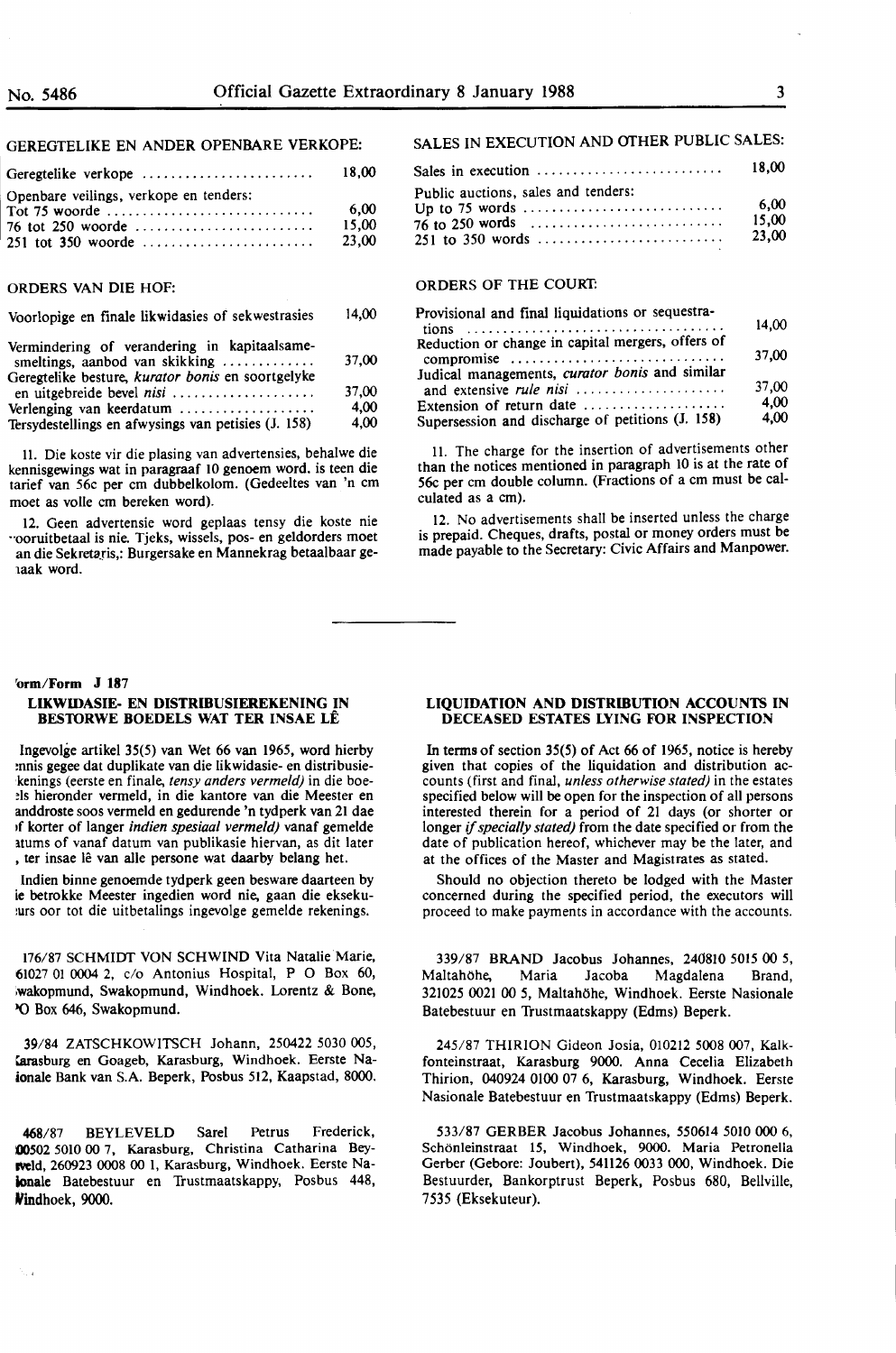## GEREGTELIKE EN ANDER OPENBARE VERKOPE:

| | |
|---|---|
| Geregtelike verkope | 18,00 |
| Openbare veilings, verkope en tenders: | |
| Tot 75 woorde | 6,00 |
| 76 tot 250 woorde | 15,00 |
| 251 tot 350 woorde | 23,00 |

## ORDERS VAN DIE HOF:

| | |
|---|---|
| Voorlopige en finale likwidasies of sekwestrasies | 14,00 |
| Vermindering of verandering in kapitaalsamesmeltings, aanbod van skikking | 37,00 |
| Geregtelike besture, *kurator bonis* en soortgelyke en uitgebreide bevel *nisi* | 37,00 |
| Verlenging van keerdatum | 4,00 |
| Tersydestellings en afwysings van petisies (J. 158) | 4,00 |

11. Die koste vir die plasing van advertensies, behalwe die kennisgewings wat in paragraaf 10 genoem word. is teen die tarief van 56c per cm dubbelkolom. (Gedeeltes van 'n cm moet as volle cm bereken word).

12. Geen advertensie word geplaas tensy die koste nie vooruitbetaal is nie. Tjeks, wissels, pos- en geldorders moet aan die Sekretaris,: Burgersake en Mannekrag betaalbaar gemaak word.

## SALES IN EXECUTION AND OTHER PUBLIC SALES:

| | |
|---|---|
| Sales in execution | 18,00 |
| Public auctions, sales and tenders: | |
| Up to 75 words | 6,00 |
| 76 to 250 words | 15,00 |
| 251 to 350 words | 23,00 |

## ORDERS OF THE COURT:

| | |
|---|---|
| Provisional and final liquidations or sequestrations | 14,00 |
| Reduction or change in capital mergers, offers of compromise | 37,00 |
| Judical managements, *curator bonis* and similar and extensive *rule nisi* | 37,00 |
| Extension of return date | 4,00 |
| Supersession and discharge of petitions (J. 158) | 4,00 |

11. The charge for the insertion of advertisements other than the notices mentioned in paragraph 10 is at the rate of 56c per cm double column. (Fractions of a cm must be calculated as a cm).

12. No advertisements shall be inserted unless the charge is prepaid. Cheques, drafts, postal or money orders must be made payable to the Secretary: Civic Affairs and Manpower.

---

**Form/Form J 187**

## LIKWIDASIE- EN DISTRIBUSIEREKENING IN BESTORWE BOEDELS WAT TER INSAE LÊ

Ingevolge artikel 35(5) van Wet 66 van 1965, word hierby kennis gegee dat duplikate van die likwidasie- en distribusierekenings (eerste en finale, *tensy anders vermeld)* in die boedels hieronder vermeld, in die kantore van die Meester en landdroste soos vermeld en gedurende 'n tydperk van 21 dae of korter of langer *indien spesiaal vermeld)* vanaf gemelde datums of vanaf datum van publikasie hiervan, as dit later is, ter insae lê van alle persone wat daarby belang het.

Indien binne genoemde tydperk geen besware daarteen by die betrokke Meester ingedien word nie, gaan die eksekuteurs oor tot die uitbetalings ingevolge gemelde rekenings.

176/87 SCHMIDT VON SCHWIND Vita Natalie Marie, 61027 01 0004 2, c/o Antonius Hospital, P O Box 60, Swakopmund, Windhoek. Lorentz & Bone, PO Box 646, Swakopmund.

39/84 ZATSCHKOWITSCH Johann, 250422 5030 005, Karasburg en Goageb, Karasburg, Windhoek. Eerste Nasionale Bank van S.A. Beperk, Posbus 512, Kaapstad, 8000.

468/87 BEYLEVELD Sarel Petrus Frederick, 000502 5010 00 7, Karasburg, Christina Catharina Beyleveld, 260923 0008 00 1, Karasburg, Windhoek. Eerste Nasionale Batebestuur en Trustmaatskappy, Posbus 448, Windhoek, 9000.

## LIQUIDATION AND DISTRIBUTION ACCOUNTS IN DECEASED ESTATES LYING FOR INSPECTION

In terms of section 35(5) of Act 66 of 1965, notice is hereby given that copies of the liquidation and distribution accounts (first and final, *unless otherwise stated)* in the estates specified below will be open for the inspection of all persons interested therein for a period of 21 days (or shorter or longer *if specially stated)* from the date specified or from the date of publication hereof, whichever may be the later, and at the offices of the Master and Magistrates as stated.

Should no objection thereto be lodged with the Master concerned during the specified period, the executors will proceed to make payments in accordance with the accounts.

339/87 BRAND Jacobus Johannes, 240810 5015 00 5, Maltahöhe, Maria Jacoba Magdalena Brand, 321025 0021 00 5, Maltahöhe, Windhoek. Eerste Nasionale Batebestuur en Trustmaatskappy (Edms) Beperk.

245/87 THIRION Gideon Josia, 010212 5008 007, Kalkfonteinstraat, Karasburg 9000. Anna Cecelia Elizabeth Thirion, 040924 0100 07 6, Karasburg, Windhoek. Eerste Nasionale Batebestuur en Trustmaatskappy (Edms) Beperk.

533/87 GERBER Jacobus Johannes, 550614 5010 000 6, Schönleinstraat 15, Windhoek, 9000. Maria Petronella Gerber (Gebore: Joubert), 541126 0033 000, Windhoek. Die Bestuurder, Bankorptrust Beperk, Posbus 680, Bellville, 7535 (Eksekuteur).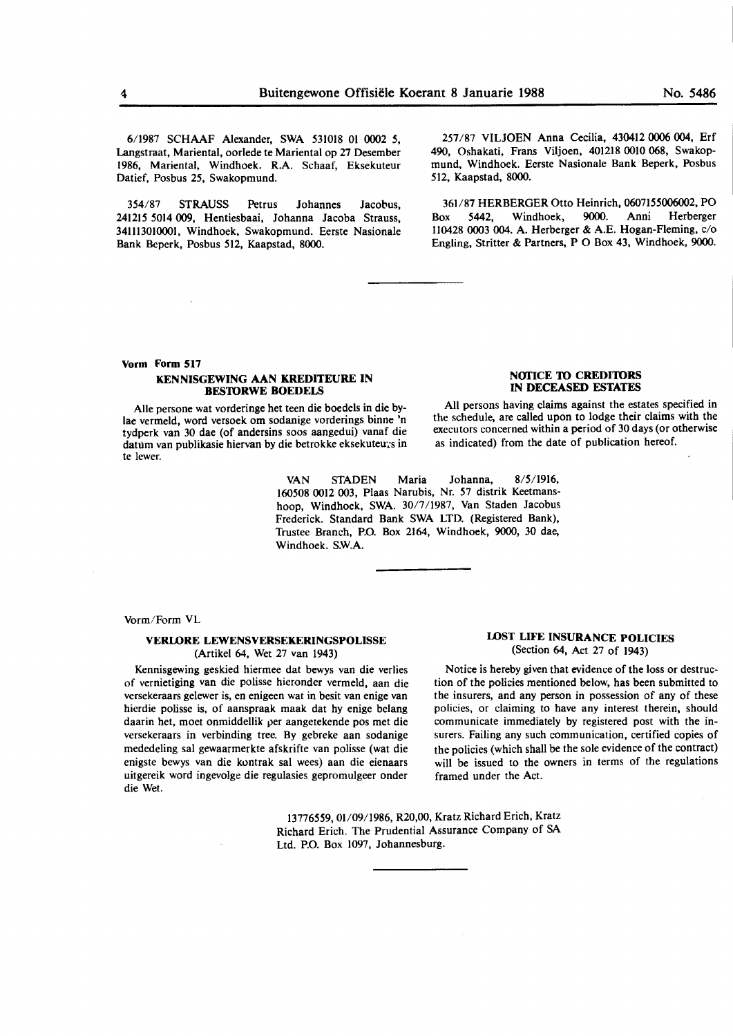6/1987 SCHAAF Alexander, SWA 531018 01 0002 5, Langstraat, Mariental, oorlede te Mariental op 27 Desember 1986, Mariental, Windhoek. R.A. Schaaf, Eksekuteur Datief, Posbus 25, Swakopmund.

354/87 STRAUSS Petrus Johannes Jacobus, 241215 5014 009, Hentiesbaai, Johanna Jacoba Strauss, 341113010001, Windhoek, Swakopmund. Eerste Nasionale Bank Beperk, Posbus 512, Kaapstad, 8000.

257/87 VILJOEN Anna Cecilia, 430412 0006 004, Erf 490, Oshakati, Frans Viljoen, 401218 0010 068, Swakopmund, Windhoek. Eerste Nasionale Bank Beperk, Posbus 512, Kaapstad, 8000.

361/87 HERBERGER Otto Heinrich, 0607155006002, PO Box 5442, Windhoek, 9000. Anni Herberger 110428 0003 004. A. Herberger & A.E. Hogan-Fleming, c/o Engling, Stritter & Partners, P O Box 43, Windhoek, 9000.

---

Vorm Form 517

## KENNISGEWING AAN KREDITEURE IN BESTORWE BOEDELS

Alle persone wat vorderinge het teen die boedels in die bylae vermeld, word versoek om sodanige vorderings binne 'n tydperk van 30 dae (of andersins soos aangedui) vanaf die datum van publikasie hiervan by die betrokke eksekuteurs in te lewer.

## NOTICE TO CREDITORS IN DECEASED ESTATES

All persons having claims against the estates specified in the schedule, are called upon to lodge their claims with the executors concerned within a period of 30 days (or otherwise as indicated) from the date of publication hereof.

VAN STADEN Maria Johanna, 8/5/1916, 160508 0012 003, Plaas Narubis, Nr. 57 distrik Keetmanshoop, Windhoek, SWA. 30/7/1987, Van Staden Jacobus Frederick. Standard Bank SWA LTD. (Registered Bank), Trustee Branch, P.O. Box 2164, Windhoek, 9000, 30 dae, Windhoek. S.W.A.

---

Vorm/Form VL

## VERLORE LEWENSVERSEKERINGSPOLISSE
(Artikel 64, Wet 27 van 1943)

Kennisgewing geskied hiermee dat bewys van die verlies of vernietiging van die polisse hieronder vermeld, aan die versekeraars gelewer is, en enigeen wat in besit van enige van hierdie polisse is, of aanspraak maak dat hy enige belang daarin het, moet onmiddellik per aangetekende pos met die versekeraars in verbinding tree. By gebreke aan sodanige mededeling sal gewaarmerkte afskrifte van polisse (wat die enigste bewys van die kontrak sal wees) aan die eienaars uitgereik word ingevolge die regulasies gepromulgeer onder die Wet.

## LOST LIFE INSURANCE POLICIES
(Section 64, Act 27 of 1943)

Notice is hereby given that evidence of the loss or destruction of the policies mentioned below, has been submitted to the insurers, and any person in possession of any of these policies, or claiming to have any interest therein, should communicate immediately by registered post with the insurers. Failing any such communication, certified copies of the policies (which shall be the sole evidence of the contract) will be issued to the owners in terms of the regulations framed under the Act.

13776559, 01/09/1986, R20,00, Kratz Richard Erich, Kratz Richard Erich. The Prudential Assurance Company of SA Ltd. P.O. Box 1097, Johannesburg.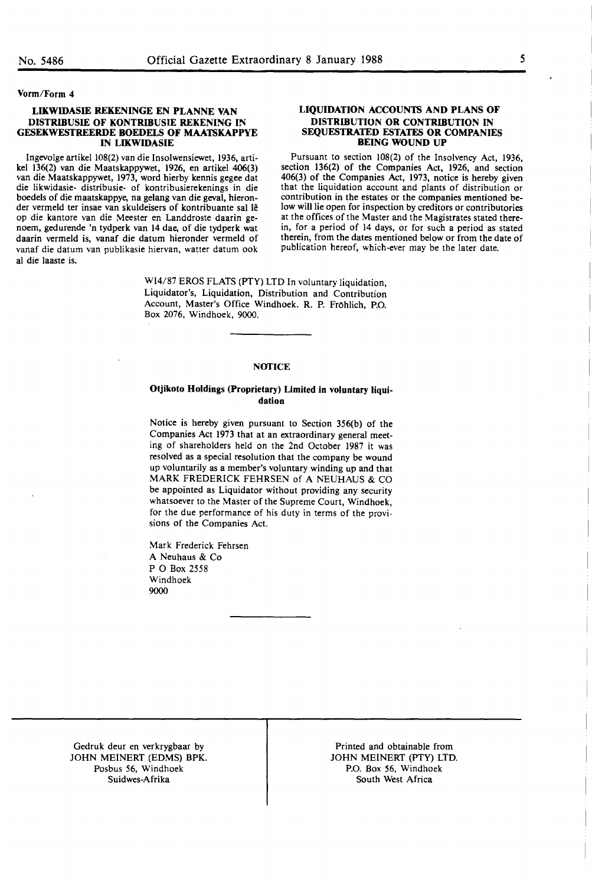Vorm/Form 4

### LIKWIDASIE REKENINGE EN PLANNE VAN DISTRIBUSIE OF KONTRIBUSIE REKENING IN GESEKWESTREERDE BOEDELS OF MAATSKAPPYE IN LIKWIDASIE

Ingevolge artikel 108(2) van die Insolwensiewet, 1936, artikel 136(2) van die Maatskappywet, 1926, en artikel 406(3) van die Maatskappywet, 1973, word hierby kennis gegee dat die likwidasie- distribusie- of kontribusierekenings in die boedels of die maatskappye, na gelang van die geval, hieronder vermeld ter insae van skuldeisers of kontribuante sal lê op die kantore van die Meester en Landdroste daarin genoem, gedurende 'n tydperk van 14 dae, of die tydperk wat daarin vermeld is, vanaf die datum hieronder vermeld of vanaf die datum van publikasie hiervan, watter datum ook al die laaste is.

### LIQUIDATION ACCOUNTS AND PLANS OF DISTRIBUTION OR CONTRIBUTION IN SEQUESTRATED ESTATES OR COMPANIES BEING WOUND UP

Pursuant to section 108(2) of the Insolvency Act, 1936, section 136(2) of the Companies Act, 1926, and section 406(3) of the Companies Act, 1973, notice is hereby given that the liquidation account and plants of distribution or contribution in the estates or the companies mentioned below will lie open for inspection by creditors or contributories at the offices of the Master and the Magistrates stated therein, for a period of 14 days, or for such a period as stated therein, from the dates mentioned below or from the date of publication hereof, which-ever may be the later date.

W14/87 EROS FLATS (PTY) LTD In voluntary liquidation, Liquidator's, Liquidation, Distribution and Contribution Account, Master's Office Windhoek. R. P. Fröhlich, P.O. Box 2076, Windhoek, 9000.

---

### NOTICE

#### Otjikoto Holdings (Proprietary) Limited in voluntary liquidation

Notice is hereby given pursuant to Section 356(b) of the Companies Act 1973 that at an extraordinary general meeting of shareholders held on the 2nd October 1987 it was resolved as a special resolution that the company be wound up voluntarily as a member's voluntary winding up and that MARK FREDERICK FEHRSEN of A NEUHAUS & CO be appointed as Liquidator without providing any security whatsoever to the Master of the Supreme Court, Windhoek, for the due performance of his duty in terms of the provisions of the Companies Act.

Mark Frederick Fehrsen
A Neuhaus & Co
P O Box 2558
Windhoek
9000

---

Gedruk deur en verkrygbaar by
JOHN MEINERT (EDMS) BPK.
Posbus 56, Windhoek
Suidwes-Afrika

Printed and obtainable from
JOHN MEINERT (PTY) LTD.
P.O. Box 56, Windhoek
South West Africa